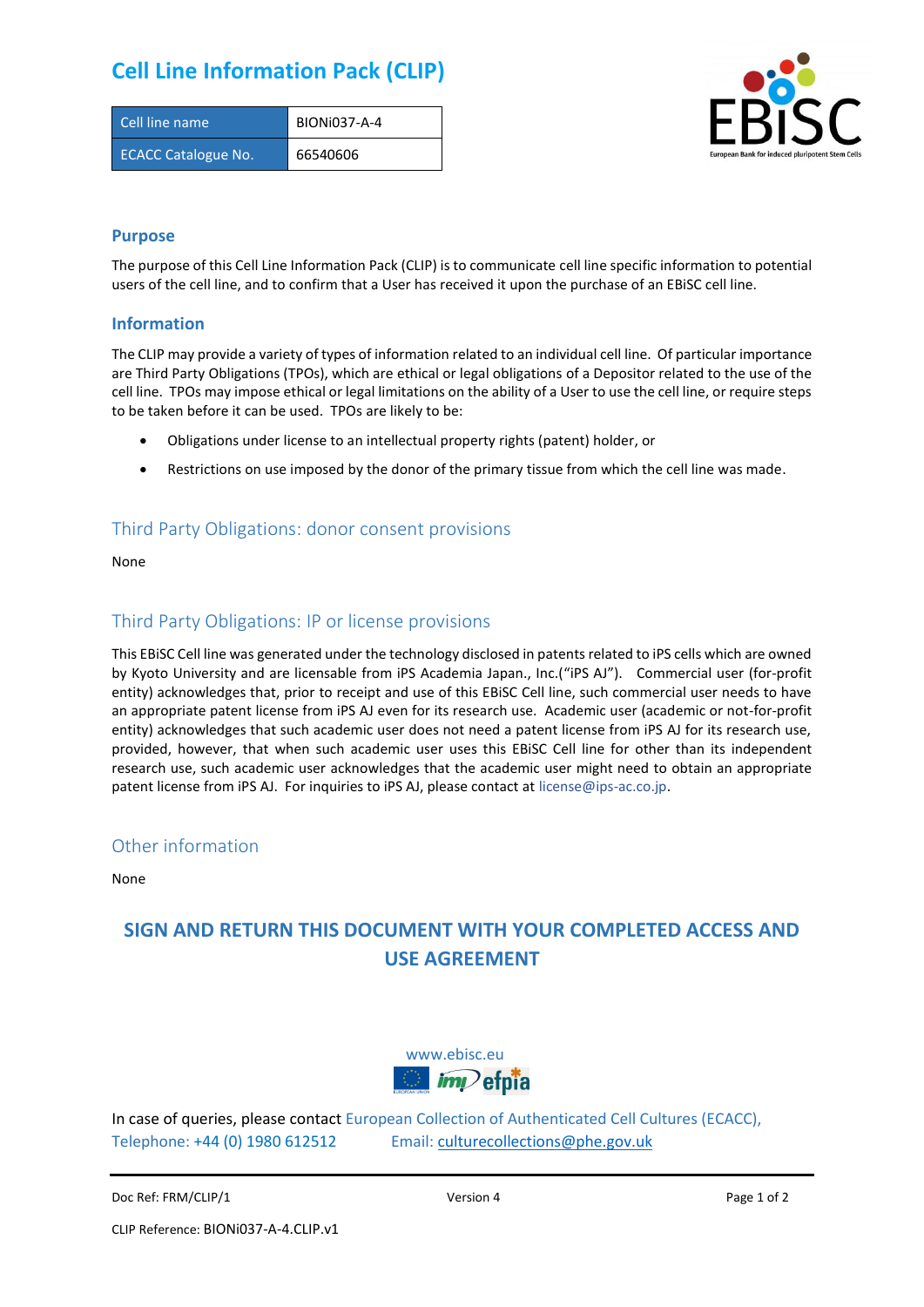# Cell Line Information Pack (CLIP)

| Cell line name | BIONi037-A-4 |
|---|---|
| ECACC Catalogue No. | 66540606 |

## Purpose

The purpose of this Cell Line Information Pack (CLIP) is to communicate cell line specific information to potential users of the cell line, and to confirm that a User has received it upon the purchase of an EBiSC cell line.

## Information

The CLIP may provide a variety of types of information related to an individual cell line. Of particular importance are Third Party Obligations (TPOs), which are ethical or legal obligations of a Depositor related to the use of the cell line. TPOs may impose ethical or legal limitations on the ability of a User to use the cell line, or require steps to be taken before it can be used. TPOs are likely to be:

- Obligations under license to an intellectual property rights (patent) holder, or
- Restrictions on use imposed by the donor of the primary tissue from which the cell line was made.

## Third Party Obligations: donor consent provisions

None

## Third Party Obligations: IP or license provisions

This EBiSC Cell line was generated under the technology disclosed in patents related to iPS cells which are owned by Kyoto University and are licensable from iPS Academia Japan., Inc.("iPS AJ"). Commercial user (for-profit entity) acknowledges that, prior to receipt and use of this EBiSC Cell line, such commercial user needs to have an appropriate patent license from iPS AJ even for its research use. Academic user (academic or not-for-profit entity) acknowledges that such academic user does not need a patent license from iPS AJ for its research use, provided, however, that when such academic user uses this EBiSC Cell line for other than its independent research use, such academic user acknowledges that the academic user might need to obtain an appropriate patent license from iPS AJ. For inquiries to iPS AJ, please contact at license@ips-ac.co.jp.

## Other information

None

**SIGN AND RETURN THIS DOCUMENT WITH YOUR COMPLETED ACCESS AND USE AGREEMENT**

www.ebisc.eu

In case of queries, please contact European Collection of Authenticated Cell Cultures (ECACC), Telephone: +44 (0) 1980 612512 Email: culturecollections@phe.gov.uk

Doc Ref: FRM/CLIP/1 Version 4

CLIP Reference: BIONi037-A-4.CLIP.v1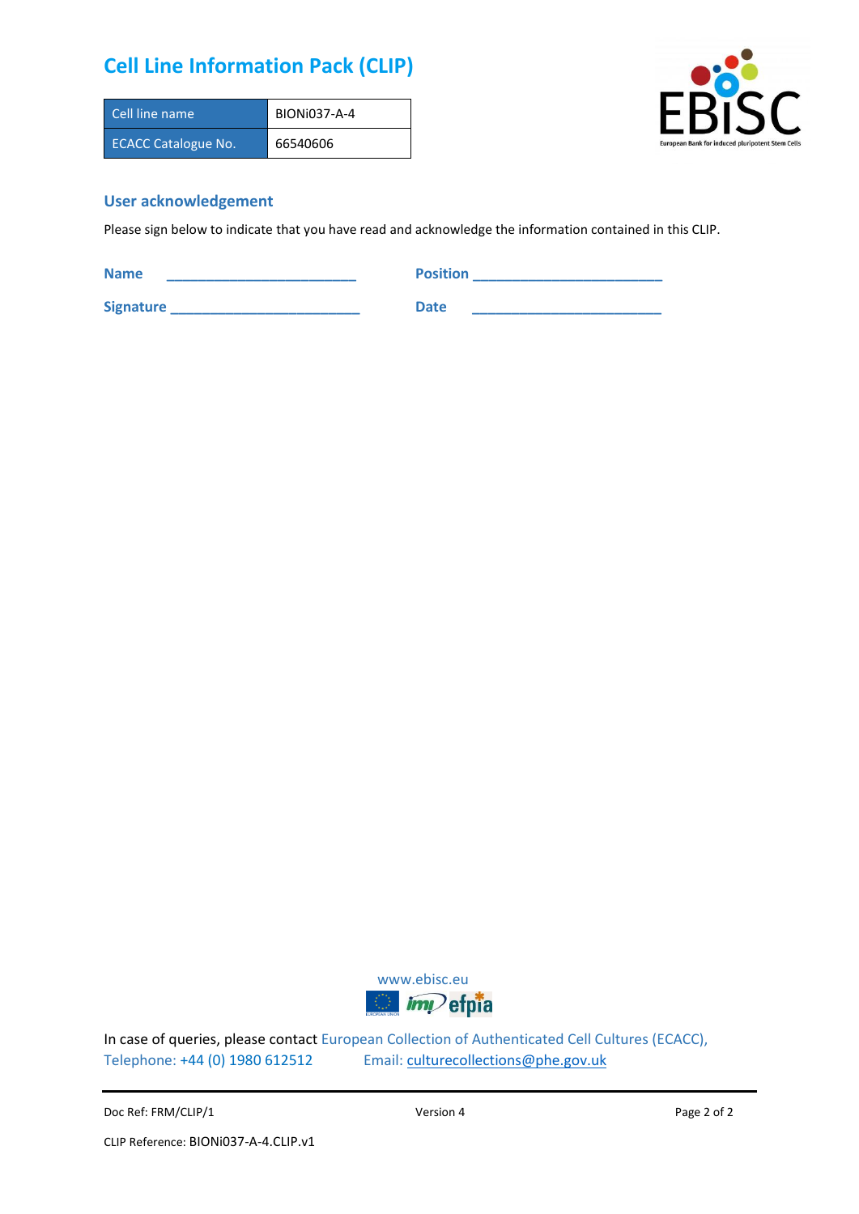# Cell Line Information Pack (CLIP)

| | |
|---|---|
| Cell line name | BIONi037-A-4 |
| ECACC Catalogue No. | 66540606 |

## User acknowledgement

Please sign below to indicate that you have read and acknowledge the information contained in this CLIP.

**Name** _________________________ **Position** _________________________

**Signature** _________________________ **Date** _________________________

www.ebisc.eu

In case of queries, please contact European Collection of Authenticated Cell Cultures (ECACC), Telephone: +44 (0) 1980 612512 Email: culturecollections@phe.gov.uk

Doc Ref: FRM/CLIP/1 Version 4

CLIP Reference: BIONi037-A-4.CLIP.v1